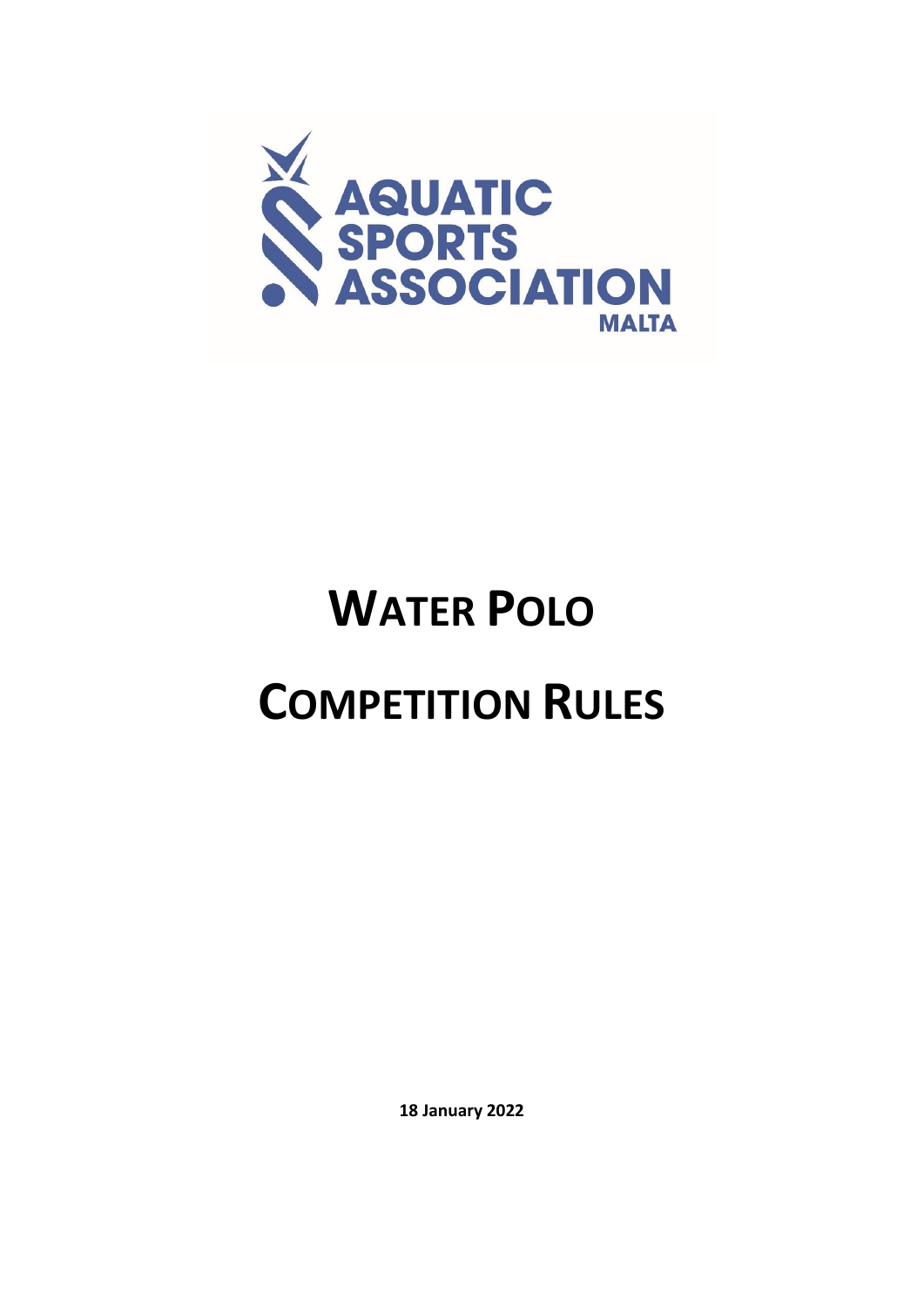AQUATIC SPORTS ASSOCIATION MALTA

# WATER POLO

# COMPETITION RULES

**18 January 2022**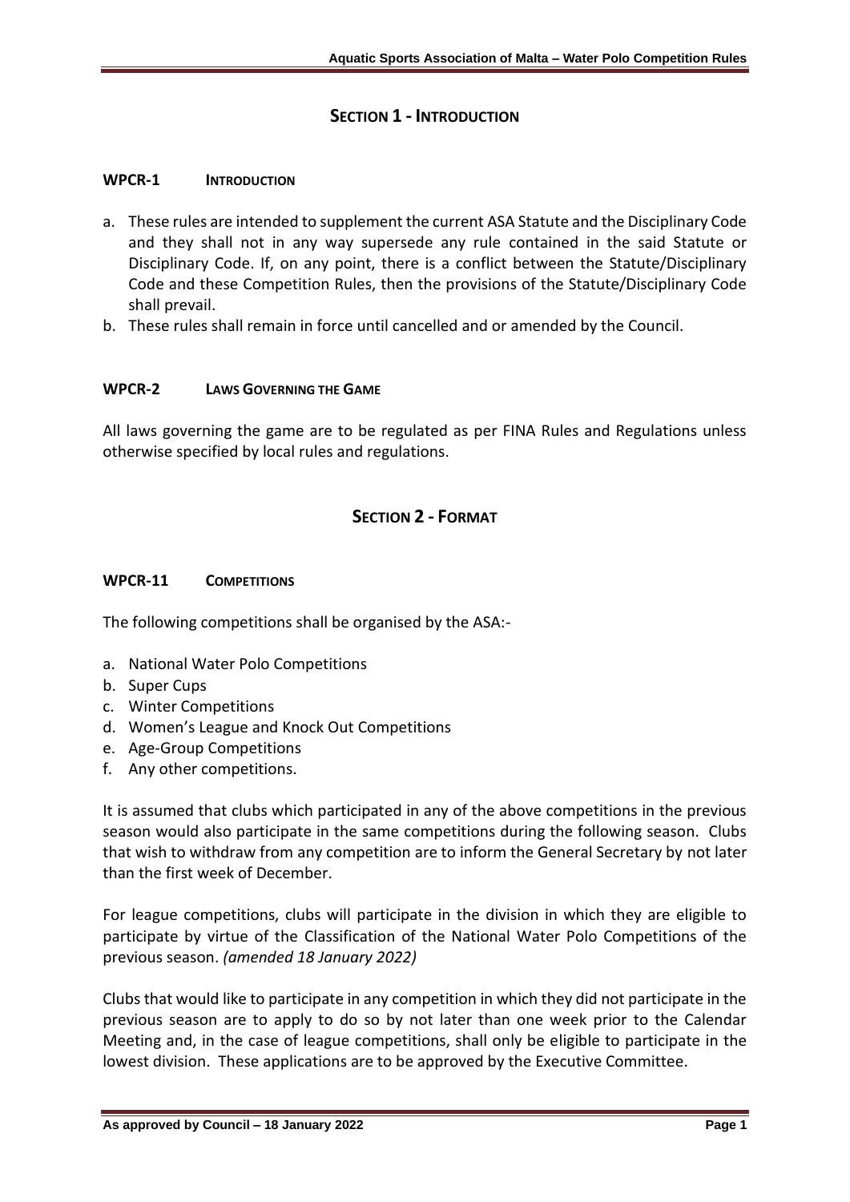## SECTION 1 - INTRODUCTION

### WPCR-1 INTRODUCTION

a. These rules are intended to supplement the current ASA Statute and the Disciplinary Code and they shall not in any way supersede any rule contained in the said Statute or Disciplinary Code. If, on any point, there is a conflict between the Statute/Disciplinary Code and these Competition Rules, then the provisions of the Statute/Disciplinary Code shall prevail.
b. These rules shall remain in force until cancelled and or amended by the Council.

### WPCR-2 LAWS GOVERNING THE GAME

All laws governing the game are to be regulated as per FINA Rules and Regulations unless otherwise specified by local rules and regulations.

## SECTION 2 - FORMAT

### WPCR-11 COMPETITIONS

The following competitions shall be organised by the ASA:-

a. National Water Polo Competitions
b. Super Cups
c. Winter Competitions
d. Women's League and Knock Out Competitions
e. Age-Group Competitions
f. Any other competitions.

It is assumed that clubs which participated in any of the above competitions in the previous season would also participate in the same competitions during the following season. Clubs that wish to withdraw from any competition are to inform the General Secretary by not later than the first week of December.

For league competitions, clubs will participate in the division in which they are eligible to participate by virtue of the Classification of the National Water Polo Competitions of the previous season. *(amended 18 January 2022)*

Clubs that would like to participate in any competition in which they did not participate in the previous season are to apply to do so by not later than one week prior to the Calendar Meeting and, in the case of league competitions, shall only be eligible to participate in the lowest division. These applications are to be approved by the Executive Committee.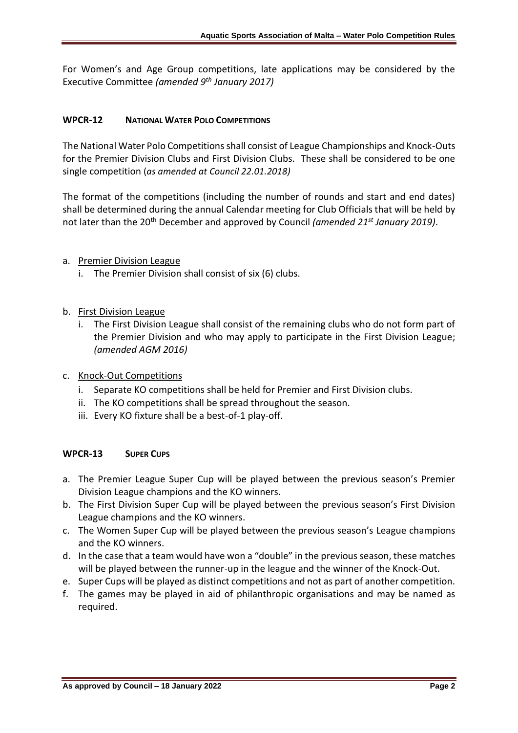For Women's and Age Group competitions, late applications may be considered by the Executive Committee *(amended 9th January 2017)*

### WPCR-12 NATIONAL WATER POLO COMPETITIONS

The National Water Polo Competitions shall consist of League Championships and Knock-Outs for the Premier Division Clubs and First Division Clubs. These shall be considered to be one single competition (*as amended at Council 22.01.2018)*

The format of the competitions (including the number of rounds and start and end dates) shall be determined during the annual Calendar meeting for Club Officials that will be held by not later than the 20th December and approved by Council *(amended 21st January 2019)*.

a. Premier Division League
   i. The Premier Division shall consist of six (6) clubs.

b. First Division League
   i. The First Division League shall consist of the remaining clubs who do not form part of the Premier Division and who may apply to participate in the First Division League; *(amended AGM 2016)*

c. Knock-Out Competitions
   i. Separate KO competitions shall be held for Premier and First Division clubs.
   ii. The KO competitions shall be spread throughout the season.
   iii. Every KO fixture shall be a best-of-1 play-off.

### WPCR-13 SUPER CUPS

a. The Premier League Super Cup will be played between the previous season's Premier Division League champions and the KO winners.
b. The First Division Super Cup will be played between the previous season's First Division League champions and the KO winners.
c. The Women Super Cup will be played between the previous season's League champions and the KO winners.
d. In the case that a team would have won a "double" in the previous season, these matches will be played between the runner-up in the league and the winner of the Knock-Out.
e. Super Cups will be played as distinct competitions and not as part of another competition.
f. The games may be played in aid of philanthropic organisations and may be named as required.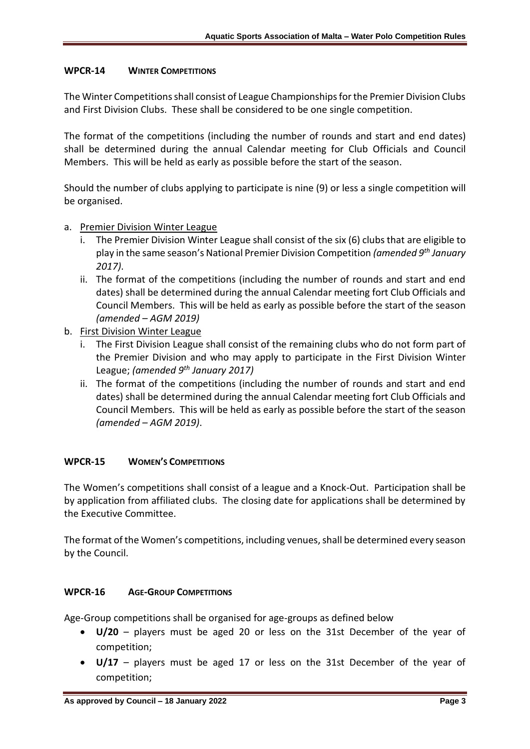## WPCR-14 WINTER COMPETITIONS

The Winter Competitions shall consist of League Championships for the Premier Division Clubs and First Division Clubs. These shall be considered to be one single competition.

The format of the competitions (including the number of rounds and start and end dates) shall be determined during the annual Calendar meeting for Club Officials and Council Members. This will be held as early as possible before the start of the season.

Should the number of clubs applying to participate is nine (9) or less a single competition will be organised.

a. Premier Division Winter League
   i. The Premier Division Winter League shall consist of the six (6) clubs that are eligible to play in the same season's National Premier Division Competition *(amended 9th January 2017)*.
   ii. The format of the competitions (including the number of rounds and start and end dates) shall be determined during the annual Calendar meeting fort Club Officials and Council Members. This will be held as early as possible before the start of the season *(amended – AGM 2019)*
b. First Division Winter League
   i. The First Division League shall consist of the remaining clubs who do not form part of the Premier Division and who may apply to participate in the First Division Winter League; *(amended 9th January 2017)*
   ii. The format of the competitions (including the number of rounds and start and end dates) shall be determined during the annual Calendar meeting fort Club Officials and Council Members. This will be held as early as possible before the start of the season *(amended – AGM 2019)*.

## WPCR-15 WOMEN'S COMPETITIONS

The Women's competitions shall consist of a league and a Knock-Out. Participation shall be by application from affiliated clubs. The closing date for applications shall be determined by the Executive Committee.

The format of the Women's competitions, including venues, shall be determined every season by the Council.

## WPCR-16 AGE-GROUP COMPETITIONS

Age-Group competitions shall be organised for age-groups as defined below

- **U/20** – players must be aged 20 or less on the 31st December of the year of competition;
- **U/17** – players must be aged 17 or less on the 31st December of the year of competition;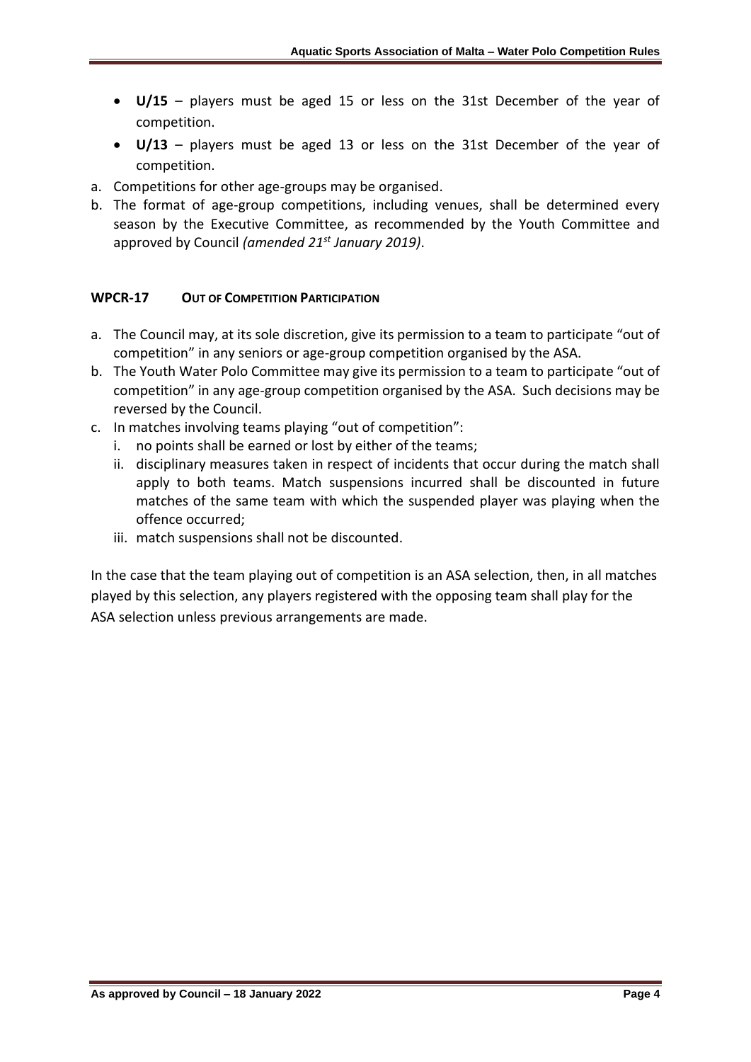- **U/15** – players must be aged 15 or less on the 31st December of the year of competition.
- **U/13** – players must be aged 13 or less on the 31st December of the year of competition.

a. Competitions for other age-groups may be organised.

b. The format of age-group competitions, including venues, shall be determined every season by the Executive Committee, as recommended by the Youth Committee and approved by Council *(amended 21st January 2019)*.

### WPCR-17 OUT OF COMPETITION PARTICIPATION

a. The Council may, at its sole discretion, give its permission to a team to participate "out of competition" in any seniors or age-group competition organised by the ASA.

b. The Youth Water Polo Committee may give its permission to a team to participate "out of competition" in any age-group competition organised by the ASA. Such decisions may be reversed by the Council.

c. In matches involving teams playing "out of competition":
   i. no points shall be earned or lost by either of the teams;
   ii. disciplinary measures taken in respect of incidents that occur during the match shall apply to both teams. Match suspensions incurred shall be discounted in future matches of the same team with which the suspended player was playing when the offence occurred;
   iii. match suspensions shall not be discounted.

In the case that the team playing out of competition is an ASA selection, then, in all matches played by this selection, any players registered with the opposing team shall play for the ASA selection unless previous arrangements are made.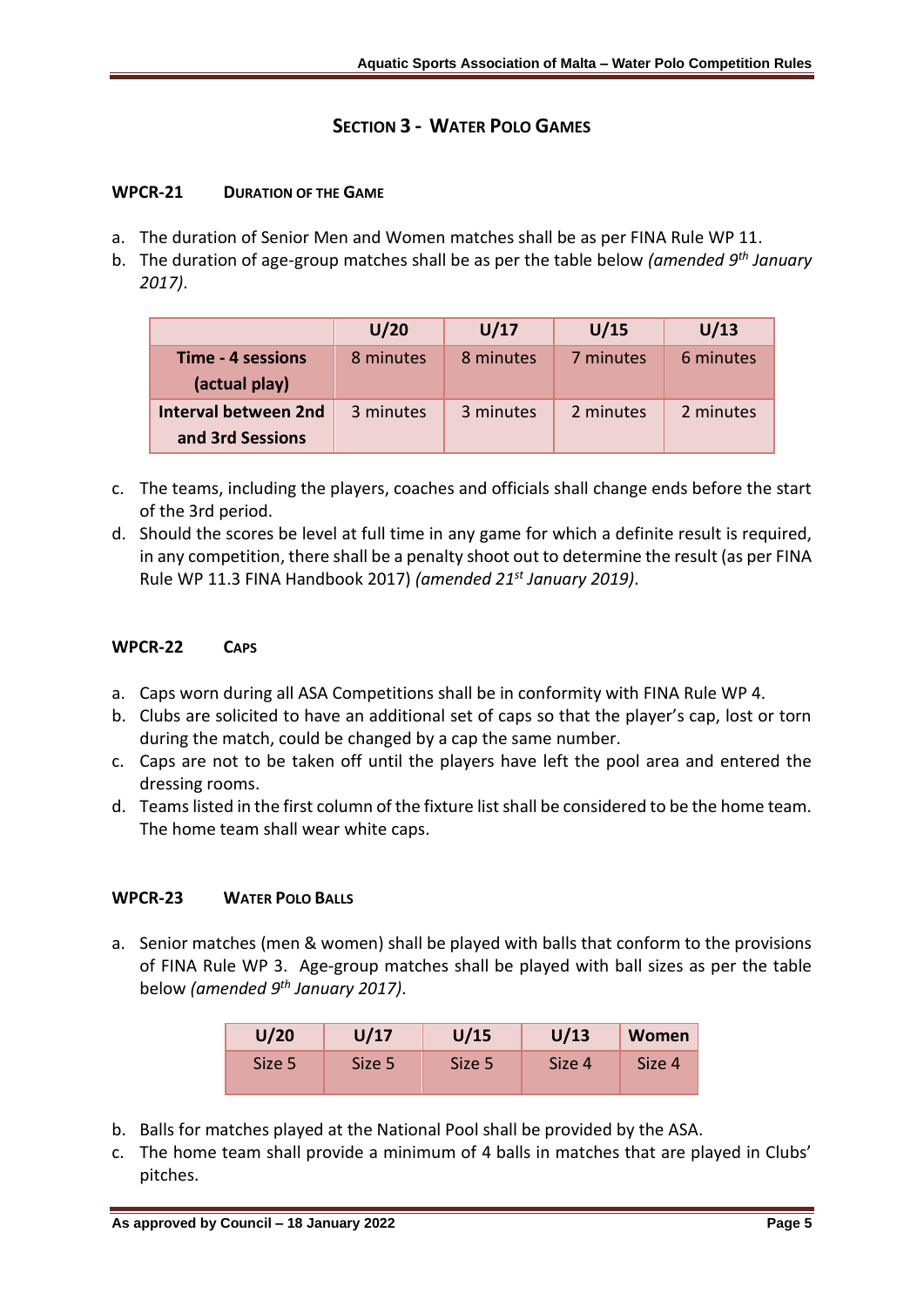# Section 3 - Water Polo Games

## WPCR-21 Duration of the Game

a. The duration of Senior Men and Women matches shall be as per FINA Rule WP 11.
b. The duration of age-group matches shall be as per the table below *(amended 9th January 2017)*.

| | U/20 | U/17 | U/15 | U/13 |
|---|---|---|---|---|
| **Time - 4 sessions (actual play)** | 8 minutes | 8 minutes | 7 minutes | 6 minutes |
| **Interval between 2nd and 3rd Sessions** | 3 minutes | 3 minutes | 2 minutes | 2 minutes |

c. The teams, including the players, coaches and officials shall change ends before the start of the 3rd period.
d. Should the scores be level at full time in any game for which a definite result is required, in any competition, there shall be a penalty shoot out to determine the result (as per FINA Rule WP 11.3 FINA Handbook 2017) *(amended 21st January 2019)*.

## WPCR-22 Caps

a. Caps worn during all ASA Competitions shall be in conformity with FINA Rule WP 4.
b. Clubs are solicited to have an additional set of caps so that the player's cap, lost or torn during the match, could be changed by a cap the same number.
c. Caps are not to be taken off until the players have left the pool area and entered the dressing rooms.
d. Teams listed in the first column of the fixture list shall be considered to be the home team. The home team shall wear white caps.

## WPCR-23 Water Polo Balls

a. Senior matches (men & women) shall be played with balls that conform to the provisions of FINA Rule WP 3. Age-group matches shall be played with ball sizes as per the table below *(amended 9th January 2017)*.

| U/20 | U/17 | U/15 | U/13 | Women |
|---|---|---|---|---|
| Size 5 | Size 5 | Size 5 | Size 4 | Size 4 |

b. Balls for matches played at the National Pool shall be provided by the ASA.
c. The home team shall provide a minimum of 4 balls in matches that are played in Clubs' pitches.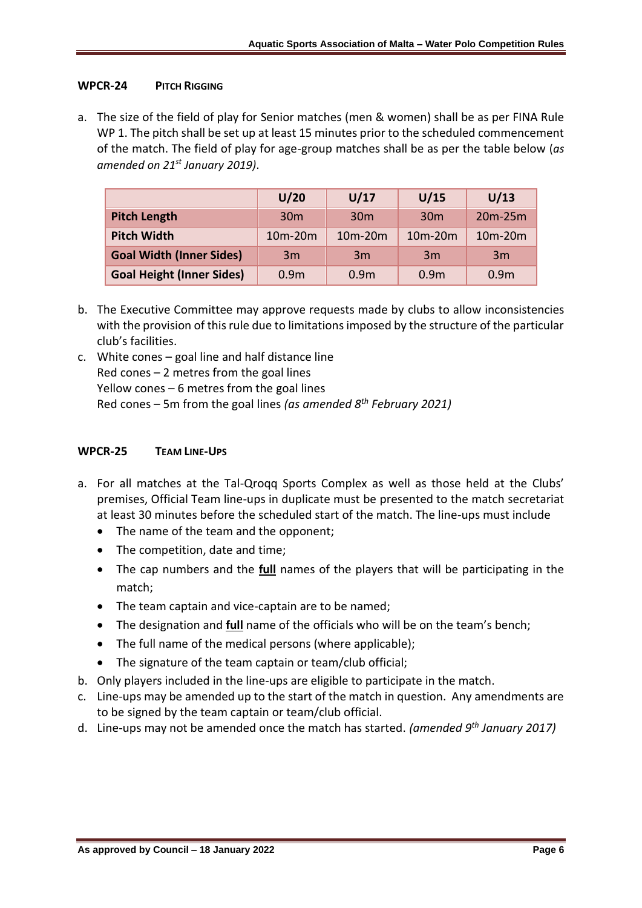## WPCR-24 Pitch Rigging

a. The size of the field of play for Senior matches (men & women) shall be as per FINA Rule WP 1. The pitch shall be set up at least 15 minutes prior to the scheduled commencement of the match. The field of play for age-group matches shall be as per the table below (*as amended on 21st January 2019)*.

| | U/20 | U/17 | U/15 | U/13 |
|---|---|---|---|---|
| **Pitch Length** | 30m | 30m | 30m | 20m-25m |
| **Pitch Width** | 10m-20m | 10m-20m | 10m-20m | 10m-20m |
| **Goal Width (Inner Sides)** | 3m | 3m | 3m | 3m |
| **Goal Height (Inner Sides)** | 0.9m | 0.9m | 0.9m | 0.9m |

b. The Executive Committee may approve requests made by clubs to allow inconsistencies with the provision of this rule due to limitations imposed by the structure of the particular club's facilities.

c. White cones – goal line and half distance line
Red cones – 2 metres from the goal lines
Yellow cones – 6 metres from the goal lines
Red cones – 5m from the goal lines *(as amended 8th February 2021)*

## WPCR-25 Team Line-Ups

a. For all matches at the Tal-Qroqq Sports Complex as well as those held at the Clubs' premises, Official Team line-ups in duplicate must be presented to the match secretariat at least 30 minutes before the scheduled start of the match. The line-ups must include
   - The name of the team and the opponent;
   - The competition, date and time;
   - The cap numbers and the **full** names of the players that will be participating in the match;
   - The team captain and vice-captain are to be named;
   - The designation and **full** name of the officials who will be on the team's bench;
   - The full name of the medical persons (where applicable);
   - The signature of the team captain or team/club official;

b. Only players included in the line-ups are eligible to participate in the match.

c. Line-ups may be amended up to the start of the match in question. Any amendments are to be signed by the team captain or team/club official.

d. Line-ups may not be amended once the match has started. *(amended 9th January 2017)*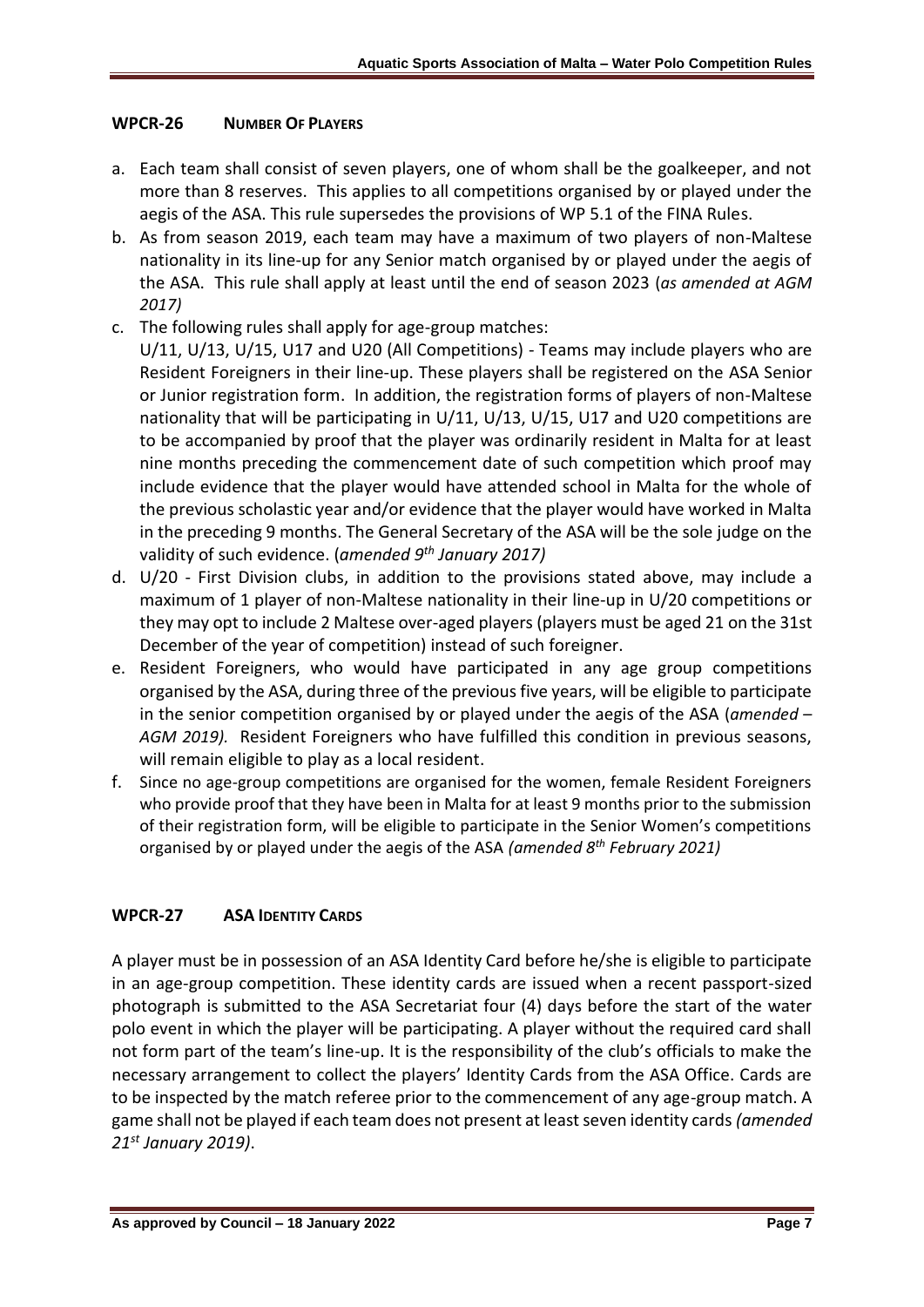## WPCR-26 NUMBER OF PLAYERS

a. Each team shall consist of seven players, one of whom shall be the goalkeeper, and not more than 8 reserves. This applies to all competitions organised by or played under the aegis of the ASA. This rule supersedes the provisions of WP 5.1 of the FINA Rules.

b. As from season 2019, each team may have a maximum of two players of non-Maltese nationality in its line-up for any Senior match organised by or played under the aegis of the ASA. This rule shall apply at least until the end of season 2023 (*as amended at AGM 2017)*

c. The following rules shall apply for age-group matches:
U/11, U/13, U/15, U17 and U20 (All Competitions) - Teams may include players who are Resident Foreigners in their line-up. These players shall be registered on the ASA Senior or Junior registration form. In addition, the registration forms of players of non-Maltese nationality that will be participating in U/11, U/13, U/15, U17 and U20 competitions are to be accompanied by proof that the player was ordinarily resident in Malta for at least nine months preceding the commencement date of such competition which proof may include evidence that the player would have attended school in Malta for the whole of the previous scholastic year and/or evidence that the player would have worked in Malta in the preceding 9 months. The General Secretary of the ASA will be the sole judge on the validity of such evidence. (*amended 9th January 2017)*

d. U/20 - First Division clubs, in addition to the provisions stated above, may include a maximum of 1 player of non-Maltese nationality in their line-up in U/20 competitions or they may opt to include 2 Maltese over-aged players (players must be aged 21 on the 31st December of the year of competition) instead of such foreigner.

e. Resident Foreigners, who would have participated in any age group competitions organised by the ASA, during three of the previous five years, will be eligible to participate in the senior competition organised by or played under the aegis of the ASA (*amended – AGM 2019).* Resident Foreigners who have fulfilled this condition in previous seasons, will remain eligible to play as a local resident.

f. Since no age-group competitions are organised for the women, female Resident Foreigners who provide proof that they have been in Malta for at least 9 months prior to the submission of their registration form, will be eligible to participate in the Senior Women's competitions organised by or played under the aegis of the ASA *(amended 8th February 2021)*

## WPCR-27 ASA IDENTITY CARDS

A player must be in possession of an ASA Identity Card before he/she is eligible to participate in an age-group competition. These identity cards are issued when a recent passport-sized photograph is submitted to the ASA Secretariat four (4) days before the start of the water polo event in which the player will be participating. A player without the required card shall not form part of the team's line-up. It is the responsibility of the club's officials to make the necessary arrangement to collect the players' Identity Cards from the ASA Office. Cards are to be inspected by the match referee prior to the commencement of any age-group match. A game shall not be played if each team does not present at least seven identity cards *(amended 21st January 2019)*.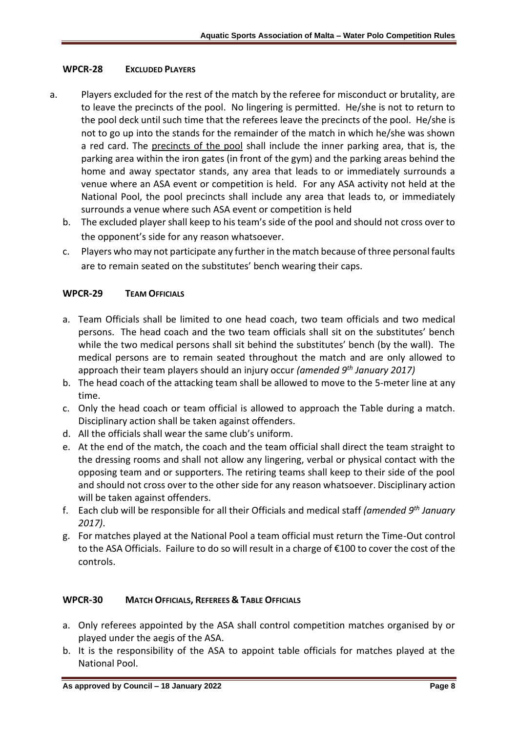### WPCR-28 EXCLUDED PLAYERS

a. Players excluded for the rest of the match by the referee for misconduct or brutality, are to leave the precincts of the pool. No lingering is permitted. He/she is not to return to the pool deck until such time that the referees leave the precincts of the pool. He/she is not to go up into the stands for the remainder of the match in which he/she was shown a red card. The <u>precincts of the pool</u> shall include the inner parking area, that is, the parking area within the iron gates (in front of the gym) and the parking areas behind the home and away spectator stands, any area that leads to or immediately surrounds a venue where an ASA event or competition is held. For any ASA activity not held at the National Pool, the pool precincts shall include any area that leads to, or immediately surrounds a venue where such ASA event or competition is held

b. The excluded player shall keep to his team's side of the pool and should not cross over to the opponent's side for any reason whatsoever.

c. Players who may not participate any further in the match because of three personal faults are to remain seated on the substitutes' bench wearing their caps.

### WPCR-29 TEAM OFFICIALS

a. Team Officials shall be limited to one head coach, two team officials and two medical persons. The head coach and the two team officials shall sit on the substitutes' bench while the two medical persons shall sit behind the substitutes' bench (by the wall). The medical persons are to remain seated throughout the match and are only allowed to approach their team players should an injury occur *(amended 9th January 2017)*

b. The head coach of the attacking team shall be allowed to move to the 5-meter line at any time.

c. Only the head coach or team official is allowed to approach the Table during a match. Disciplinary action shall be taken against offenders.

d. All the officials shall wear the same club's uniform.

e. At the end of the match, the coach and the team official shall direct the team straight to the dressing rooms and shall not allow any lingering, verbal or physical contact with the opposing team and or supporters. The retiring teams shall keep to their side of the pool and should not cross over to the other side for any reason whatsoever. Disciplinary action will be taken against offenders.

f. Each club will be responsible for all their Officials and medical staff *(amended 9th January 2017)*.

g. For matches played at the National Pool a team official must return the Time-Out control to the ASA Officials. Failure to do so will result in a charge of €100 to cover the cost of the controls.

### WPCR-30 MATCH OFFICIALS, REFEREES & TABLE OFFICIALS

a. Only referees appointed by the ASA shall control competition matches organised by or played under the aegis of the ASA.

b. It is the responsibility of the ASA to appoint table officials for matches played at the National Pool.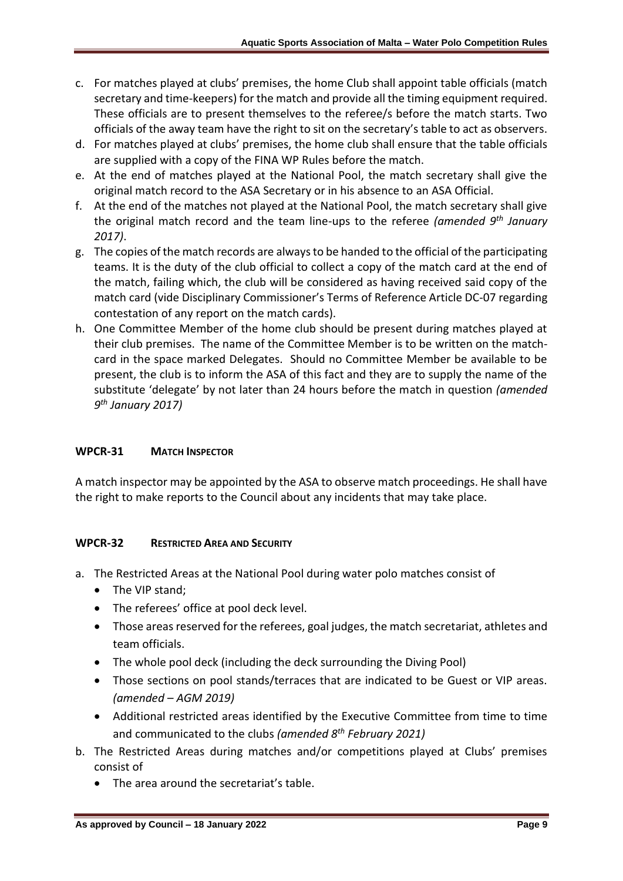c. For matches played at clubs' premises, the home Club shall appoint table officials (match secretary and time-keepers) for the match and provide all the timing equipment required. These officials are to present themselves to the referee/s before the match starts. Two officials of the away team have the right to sit on the secretary's table to act as observers.

d. For matches played at clubs' premises, the home club shall ensure that the table officials are supplied with a copy of the FINA WP Rules before the match.

e. At the end of matches played at the National Pool, the match secretary shall give the original match record to the ASA Secretary or in his absence to an ASA Official.

f. At the end of the matches not played at the National Pool, the match secretary shall give the original match record and the team line-ups to the referee *(amended 9th January 2017)*.

g. The copies of the match records are always to be handed to the official of the participating teams. It is the duty of the club official to collect a copy of the match card at the end of the match, failing which, the club will be considered as having received said copy of the match card (vide Disciplinary Commissioner's Terms of Reference Article DC-07 regarding contestation of any report on the match cards).

h. One Committee Member of the home club should be present during matches played at their club premises. The name of the Committee Member is to be written on the match-card in the space marked Delegates. Should no Committee Member be available to be present, the club is to inform the ASA of this fact and they are to supply the name of the substitute 'delegate' by not later than 24 hours before the match in question *(amended 9th January 2017)*

## WPCR-31 MATCH INSPECTOR

A match inspector may be appointed by the ASA to observe match proceedings. He shall have the right to make reports to the Council about any incidents that may take place.

## WPCR-32 RESTRICTED AREA AND SECURITY

a. The Restricted Areas at the National Pool during water polo matches consist of
   - The VIP stand;
   - The referees' office at pool deck level.
   - Those areas reserved for the referees, goal judges, the match secretariat, athletes and team officials.
   - The whole pool deck (including the deck surrounding the Diving Pool)
   - Those sections on pool stands/terraces that are indicated to be Guest or VIP areas. *(amended – AGM 2019)*
   - Additional restricted areas identified by the Executive Committee from time to time and communicated to the clubs *(amended 8th February 2021)*

b. The Restricted Areas during matches and/or competitions played at Clubs' premises consist of
   - The area around the secretariat's table.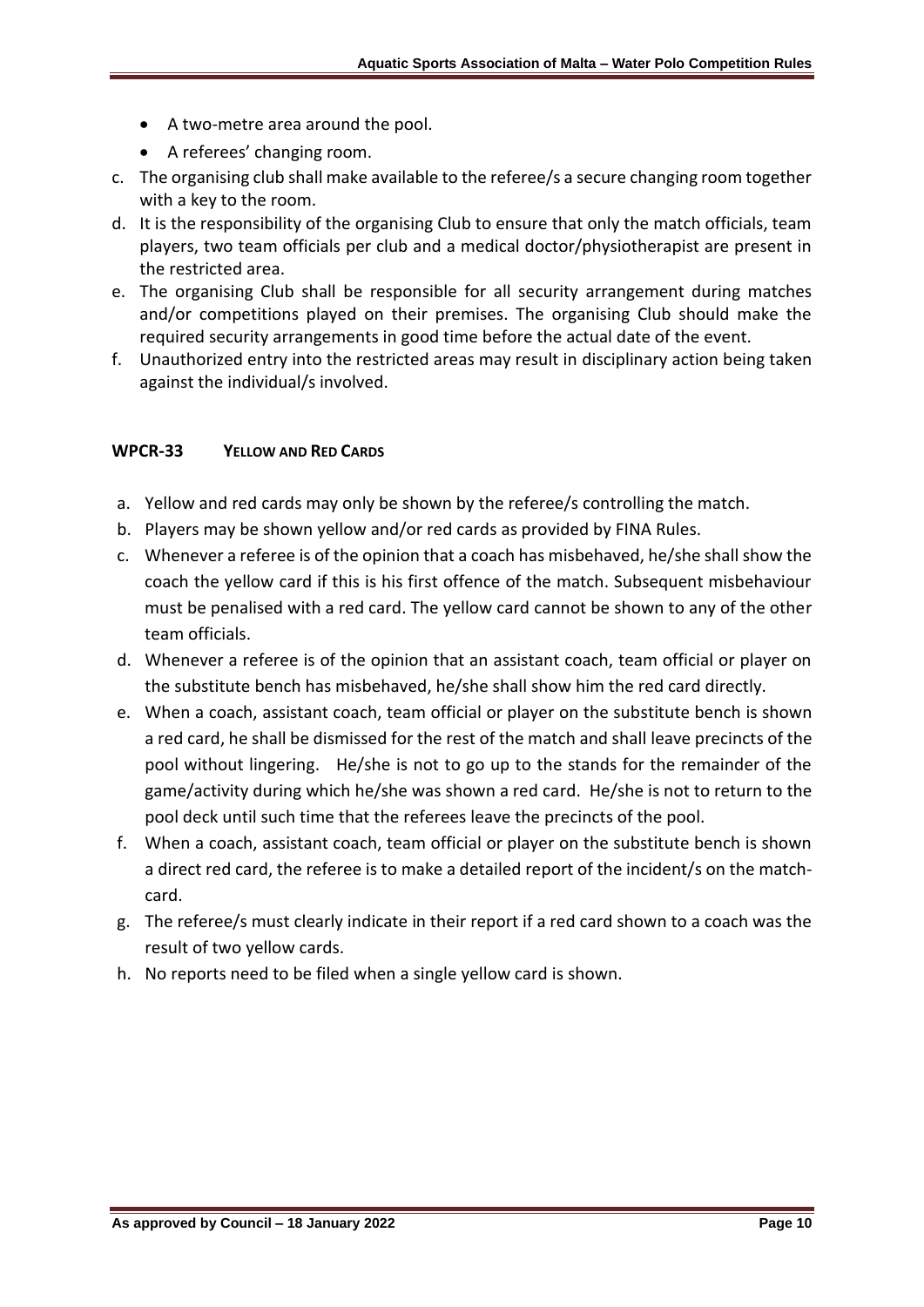- A two-metre area around the pool.
- A referees' changing room.

c. The organising club shall make available to the referee/s a secure changing room together with a key to the room.

d. It is the responsibility of the organising Club to ensure that only the match officials, team players, two team officials per club and a medical doctor/physiotherapist are present in the restricted area.

e. The organising Club shall be responsible for all security arrangement during matches and/or competitions played on their premises. The organising Club should make the required security arrangements in good time before the actual date of the event.

f. Unauthorized entry into the restricted areas may result in disciplinary action being taken against the individual/s involved.

## WPCR-33 YELLOW AND RED CARDS

a. Yellow and red cards may only be shown by the referee/s controlling the match.

b. Players may be shown yellow and/or red cards as provided by FINA Rules.

c. Whenever a referee is of the opinion that a coach has misbehaved, he/she shall show the coach the yellow card if this is his first offence of the match. Subsequent misbehaviour must be penalised with a red card. The yellow card cannot be shown to any of the other team officials.

d. Whenever a referee is of the opinion that an assistant coach, team official or player on the substitute bench has misbehaved, he/she shall show him the red card directly.

e. When a coach, assistant coach, team official or player on the substitute bench is shown a red card, he shall be dismissed for the rest of the match and shall leave precincts of the pool without lingering. He/she is not to go up to the stands for the remainder of the game/activity during which he/she was shown a red card. He/she is not to return to the pool deck until such time that the referees leave the precincts of the pool.

f. When a coach, assistant coach, team official or player on the substitute bench is shown a direct red card, the referee is to make a detailed report of the incident/s on the match-card.

g. The referee/s must clearly indicate in their report if a red card shown to a coach was the result of two yellow cards.

h. No reports need to be filed when a single yellow card is shown.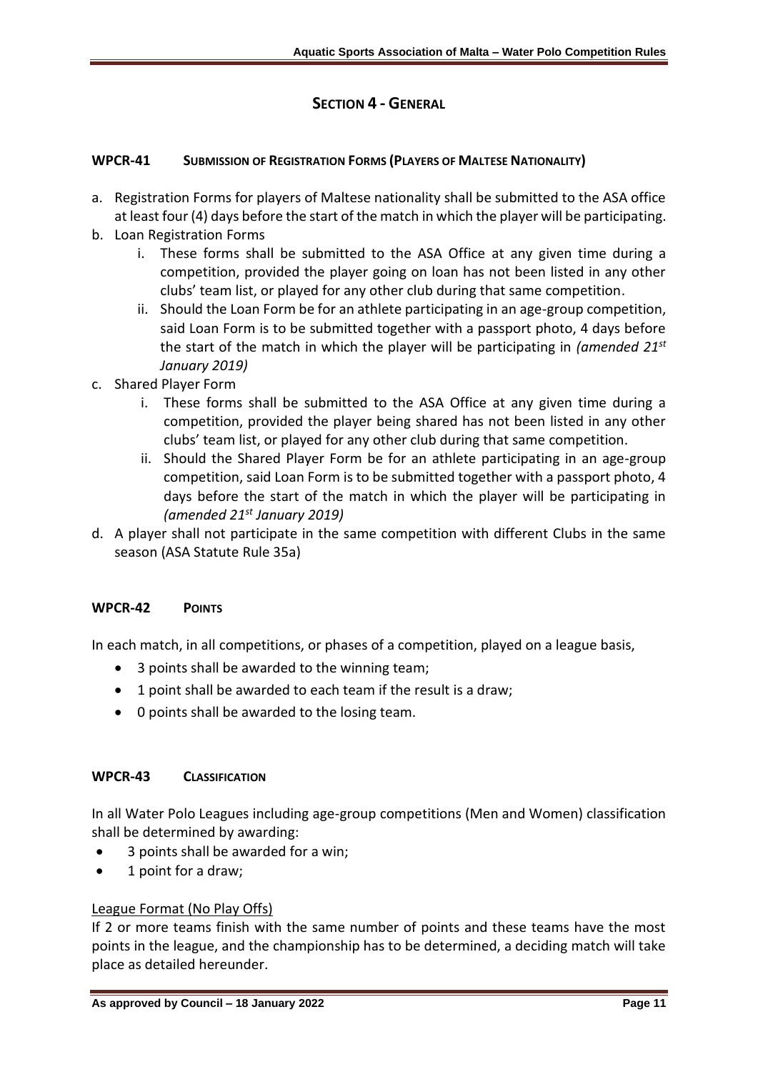## SECTION 4 - GENERAL

### WPCR-41 SUBMISSION OF REGISTRATION FORMS (PLAYERS OF MALTESE NATIONALITY)

a. Registration Forms for players of Maltese nationality shall be submitted to the ASA office at least four (4) days before the start of the match in which the player will be participating.

b. Loan Registration Forms
   i. These forms shall be submitted to the ASA Office at any given time during a competition, provided the player going on loan has not been listed in any other clubs' team list, or played for any other club during that same competition.
   ii. Should the Loan Form be for an athlete participating in an age-group competition, said Loan Form is to be submitted together with a passport photo, 4 days before the start of the match in which the player will be participating in *(amended 21st January 2019)*

c. Shared Player Form
   i. These forms shall be submitted to the ASA Office at any given time during a competition, provided the player being shared has not been listed in any other clubs' team list, or played for any other club during that same competition.
   ii. Should the Shared Player Form be for an athlete participating in an age-group competition, said Loan Form is to be submitted together with a passport photo, 4 days before the start of the match in which the player will be participating in *(amended 21st January 2019)*

d. A player shall not participate in the same competition with different Clubs in the same season (ASA Statute Rule 35a)

### WPCR-42 POINTS

In each match, in all competitions, or phases of a competition, played on a league basis,

- 3 points shall be awarded to the winning team;
- 1 point shall be awarded to each team if the result is a draw;
- 0 points shall be awarded to the losing team.

### WPCR-43 CLASSIFICATION

In all Water Polo Leagues including age-group competitions (Men and Women) classification shall be determined by awarding:

- 3 points shall be awarded for a win;
- 1 point for a draw;

<u>League Format (No Play Offs)</u>

If 2 or more teams finish with the same number of points and these teams have the most points in the league, and the championship has to be determined, a deciding match will take place as detailed hereunder.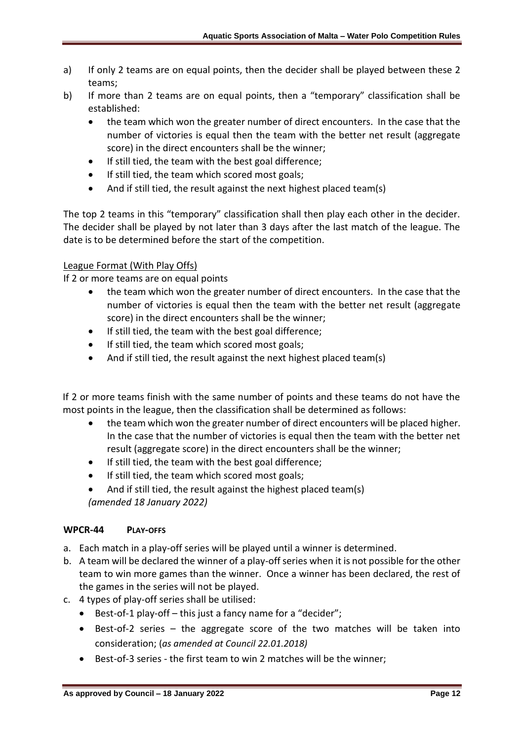a) If only 2 teams are on equal points, then the decider shall be played between these 2 teams;

b) If more than 2 teams are on equal points, then a "temporary" classification shall be established:

   - the team which won the greater number of direct encounters. In the case that the number of victories is equal then the team with the better net result (aggregate score) in the direct encounters shall be the winner;
   - If still tied, the team with the best goal difference;
   - If still tied, the team which scored most goals;
   - And if still tied, the result against the next highest placed team(s)

The top 2 teams in this "temporary" classification shall then play each other in the decider. The decider shall be played by not later than 3 days after the last match of the league. The date is to be determined before the start of the competition.

League Format (With Play Offs)

If 2 or more teams are on equal points

- the team which won the greater number of direct encounters. In the case that the number of victories is equal then the team with the better net result (aggregate score) in the direct encounters shall be the winner;
- If still tied, the team with the best goal difference;
- If still tied, the team which scored most goals;
- And if still tied, the result against the next highest placed team(s)

If 2 or more teams finish with the same number of points and these teams do not have the most points in the league, then the classification shall be determined as follows:

- the team which won the greater number of direct encounters will be placed higher. In the case that the number of victories is equal then the team with the better net result (aggregate score) in the direct encounters shall be the winner;
- If still tied, the team with the best goal difference;
- If still tied, the team which scored most goals;
- And if still tied, the result against the highest placed team(s)

*(amended 18 January 2022)*

### WPCR-44 PLAY-OFFS

a. Each match in a play-off series will be played until a winner is determined.

b. A team will be declared the winner of a play-off series when it is not possible for the other team to win more games than the winner. Once a winner has been declared, the rest of the games in the series will not be played.

c. 4 types of play-off series shall be utilised:

   - Best-of-1 play-off – this just a fancy name for a "decider";
   - Best-of-2 series – the aggregate score of the two matches will be taken into consideration; (*as amended at Council 22.01.2018)*
   - Best-of-3 series - the first team to win 2 matches will be the winner;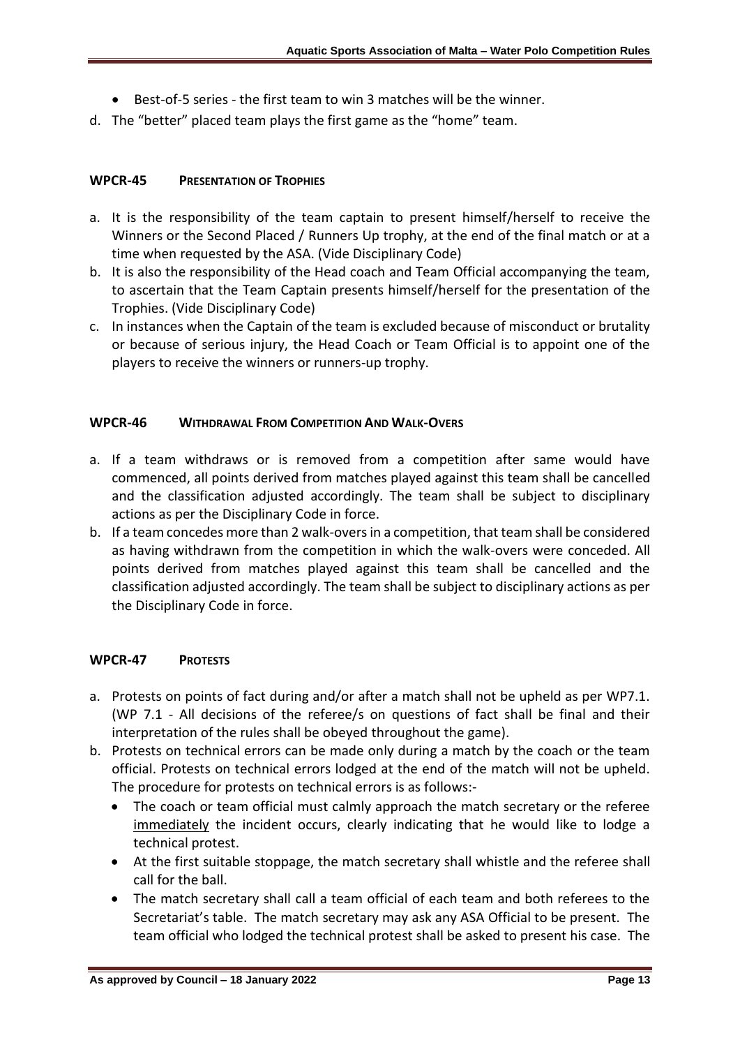- Best-of-5 series - the first team to win 3 matches will be the winner.

d. The "better" placed team plays the first game as the "home" team.

### WPCR-45 PRESENTATION OF TROPHIES

a. It is the responsibility of the team captain to present himself/herself to receive the Winners or the Second Placed / Runners Up trophy, at the end of the final match or at a time when requested by the ASA. (Vide Disciplinary Code)
b. It is also the responsibility of the Head coach and Team Official accompanying the team, to ascertain that the Team Captain presents himself/herself for the presentation of the Trophies. (Vide Disciplinary Code)
c. In instances when the Captain of the team is excluded because of misconduct or brutality or because of serious injury, the Head Coach or Team Official is to appoint one of the players to receive the winners or runners-up trophy.

### WPCR-46 WITHDRAWAL FROM COMPETITION AND WALK-OVERS

a. If a team withdraws or is removed from a competition after same would have commenced, all points derived from matches played against this team shall be cancelled and the classification adjusted accordingly. The team shall be subject to disciplinary actions as per the Disciplinary Code in force.
b. If a team concedes more than 2 walk-overs in a competition, that team shall be considered as having withdrawn from the competition in which the walk-overs were conceded. All points derived from matches played against this team shall be cancelled and the classification adjusted accordingly. The team shall be subject to disciplinary actions as per the Disciplinary Code in force.

### WPCR-47 PROTESTS

a. Protests on points of fact during and/or after a match shall not be upheld as per WP7.1. (WP 7.1 - All decisions of the referee/s on questions of fact shall be final and their interpretation of the rules shall be obeyed throughout the game).
b. Protests on technical errors can be made only during a match by the coach or the team official. Protests on technical errors lodged at the end of the match will not be upheld. The procedure for protests on technical errors is as follows:-
   - The coach or team official must calmly approach the match secretary or the referee <u>immediately</u> the incident occurs, clearly indicating that he would like to lodge a technical protest.
   - At the first suitable stoppage, the match secretary shall whistle and the referee shall call for the ball.
   - The match secretary shall call a team official of each team and both referees to the Secretariat's table. The match secretary may ask any ASA Official to be present. The team official who lodged the technical protest shall be asked to present his case. The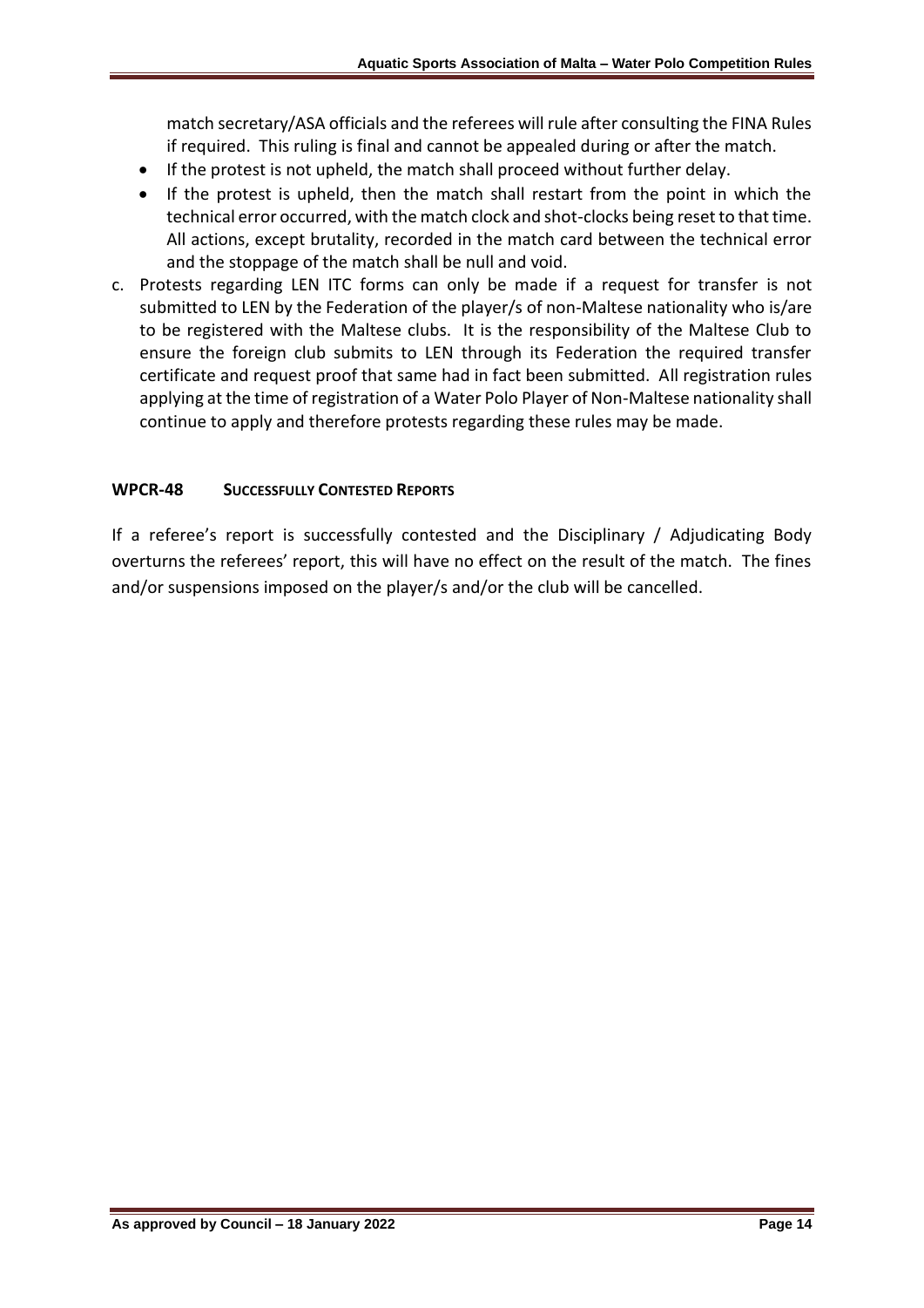match secretary/ASA officials and the referees will rule after consulting the FINA Rules if required. This ruling is final and cannot be appealed during or after the match.

- If the protest is not upheld, the match shall proceed without further delay.
- If the protest is upheld, then the match shall restart from the point in which the technical error occurred, with the match clock and shot-clocks being reset to that time. All actions, except brutality, recorded in the match card between the technical error and the stoppage of the match shall be null and void.

c. Protests regarding LEN ITC forms can only be made if a request for transfer is not submitted to LEN by the Federation of the player/s of non-Maltese nationality who is/are to be registered with the Maltese clubs. It is the responsibility of the Maltese Club to ensure the foreign club submits to LEN through its Federation the required transfer certificate and request proof that same had in fact been submitted. All registration rules applying at the time of registration of a Water Polo Player of Non-Maltese nationality shall continue to apply and therefore protests regarding these rules may be made.

### WPCR-48 SUCCESSFULLY CONTESTED REPORTS

If a referee's report is successfully contested and the Disciplinary / Adjudicating Body overturns the referees' report, this will have no effect on the result of the match. The fines and/or suspensions imposed on the player/s and/or the club will be cancelled.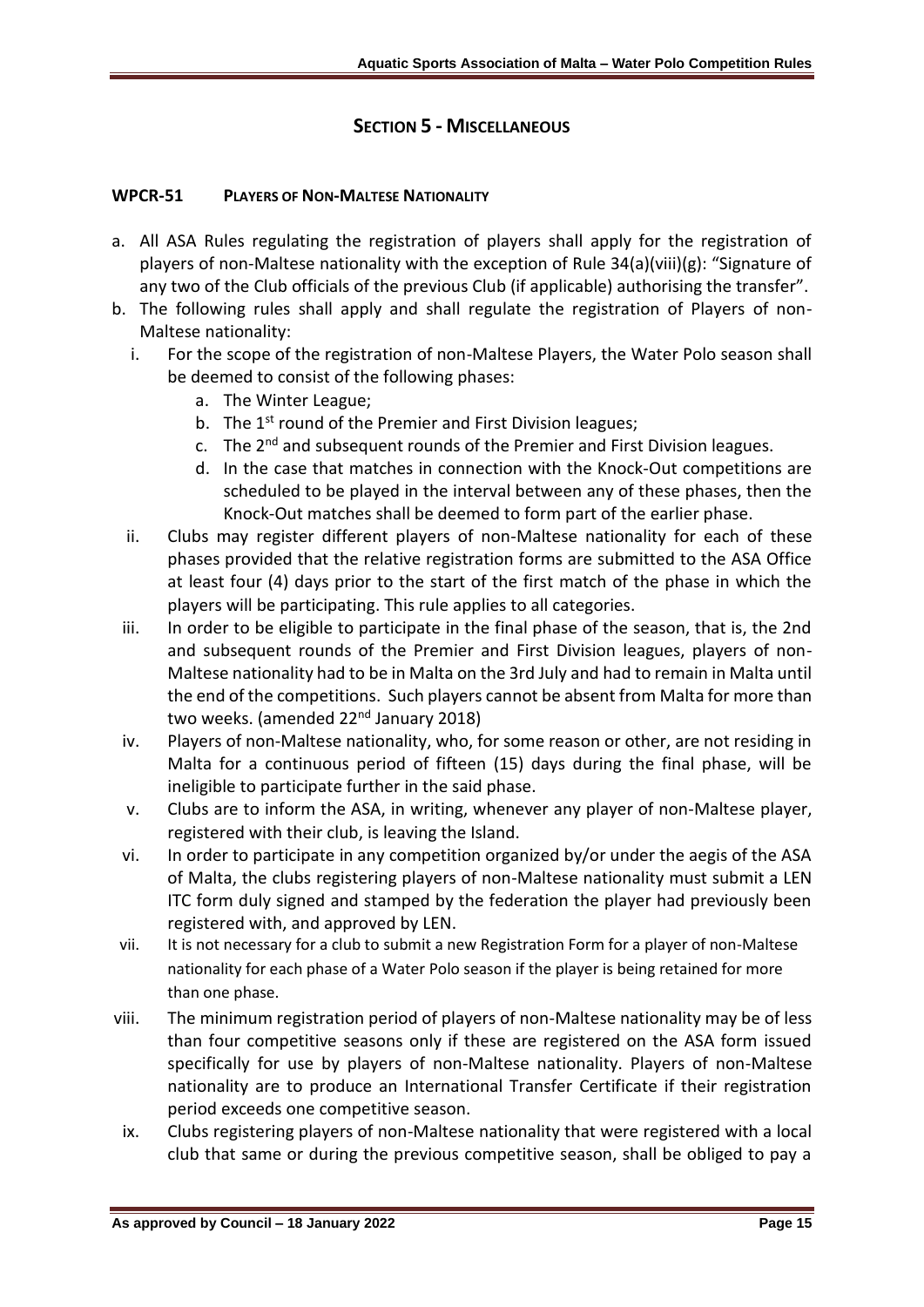## Section 5 - Miscellaneous

### WPCR-51 Players of Non-Maltese Nationality

a. All ASA Rules regulating the registration of players shall apply for the registration of players of non-Maltese nationality with the exception of Rule 34(a)(viii)(g): "Signature of any two of the Club officials of the previous Club (if applicable) authorising the transfer".

b. The following rules shall apply and shall regulate the registration of Players of non-Maltese nationality:

   i. For the scope of the registration of non-Maltese Players, the Water Polo season shall be deemed to consist of the following phases:
      a. The Winter League;
      b. The 1st round of the Premier and First Division leagues;
      c. The 2nd and subsequent rounds of the Premier and First Division leagues.
      d. In the case that matches in connection with the Knock-Out competitions are scheduled to be played in the interval between any of these phases, then the Knock-Out matches shall be deemed to form part of the earlier phase.

   ii. Clubs may register different players of non-Maltese nationality for each of these phases provided that the relative registration forms are submitted to the ASA Office at least four (4) days prior to the start of the first match of the phase in which the players will be participating. This rule applies to all categories.

   iii. In order to be eligible to participate in the final phase of the season, that is, the 2nd and subsequent rounds of the Premier and First Division leagues, players of non-Maltese nationality had to be in Malta on the 3rd July and had to remain in Malta until the end of the competitions. Such players cannot be absent from Malta for more than two weeks. (amended 22nd January 2018)

   iv. Players of non-Maltese nationality, who, for some reason or other, are not residing in Malta for a continuous period of fifteen (15) days during the final phase, will be ineligible to participate further in the said phase.

   v. Clubs are to inform the ASA, in writing, whenever any player of non-Maltese player, registered with their club, is leaving the Island.

   vi. In order to participate in any competition organized by/or under the aegis of the ASA of Malta, the clubs registering players of non-Maltese nationality must submit a LEN ITC form duly signed and stamped by the federation the player had previously been registered with, and approved by LEN.

   vii. It is not necessary for a club to submit a new Registration Form for a player of non-Maltese nationality for each phase of a Water Polo season if the player is being retained for more than one phase.

   viii. The minimum registration period of players of non-Maltese nationality may be of less than four competitive seasons only if these are registered on the ASA form issued specifically for use by players of non-Maltese nationality. Players of non-Maltese nationality are to produce an International Transfer Certificate if their registration period exceeds one competitive season.

   ix. Clubs registering players of non-Maltese nationality that were registered with a local club that same or during the previous competitive season, shall be obliged to pay a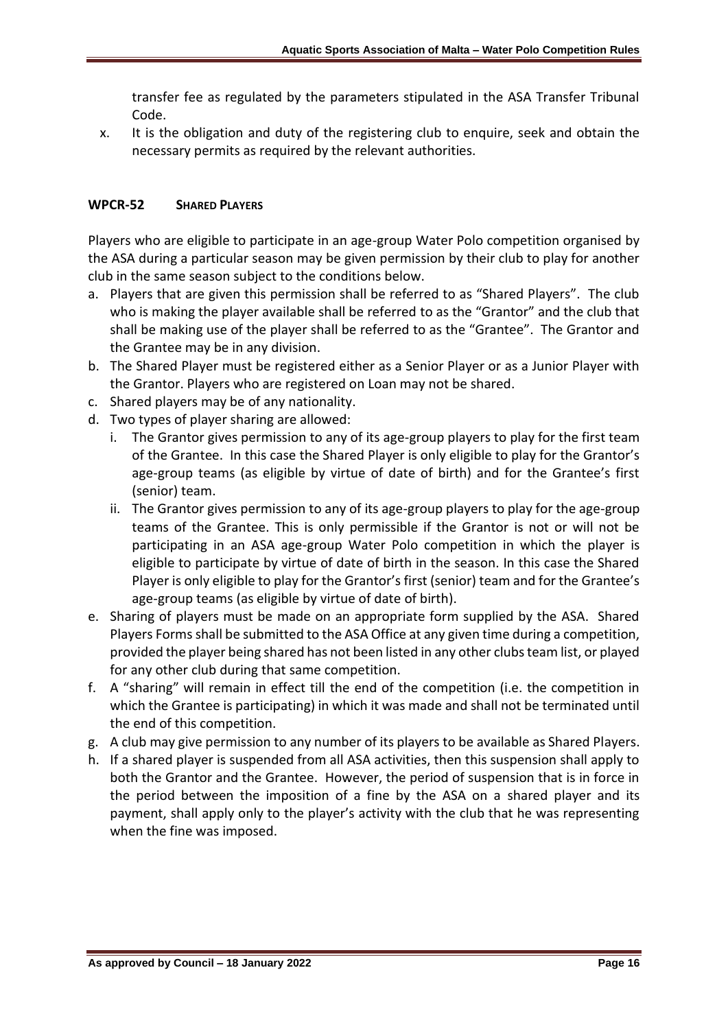transfer fee as regulated by the parameters stipulated in the ASA Transfer Tribunal Code.

x. It is the obligation and duty of the registering club to enquire, seek and obtain the necessary permits as required by the relevant authorities.

### WPCR-52 SHARED PLAYERS

Players who are eligible to participate in an age-group Water Polo competition organised by the ASA during a particular season may be given permission by their club to play for another club in the same season subject to the conditions below.

a. Players that are given this permission shall be referred to as "Shared Players". The club who is making the player available shall be referred to as the "Grantor" and the club that shall be making use of the player shall be referred to as the "Grantee". The Grantor and the Grantee may be in any division.
b. The Shared Player must be registered either as a Senior Player or as a Junior Player with the Grantor. Players who are registered on Loan may not be shared.
c. Shared players may be of any nationality.
d. Two types of player sharing are allowed:
   i. The Grantor gives permission to any of its age-group players to play for the first team of the Grantee. In this case the Shared Player is only eligible to play for the Grantor's age-group teams (as eligible by virtue of date of birth) and for the Grantee's first (senior) team.
   ii. The Grantor gives permission to any of its age-group players to play for the age-group teams of the Grantee. This is only permissible if the Grantor is not or will not be participating in an ASA age-group Water Polo competition in which the player is eligible to participate by virtue of date of birth in the season. In this case the Shared Player is only eligible to play for the Grantor's first (senior) team and for the Grantee's age-group teams (as eligible by virtue of date of birth).
e. Sharing of players must be made on an appropriate form supplied by the ASA. Shared Players Forms shall be submitted to the ASA Office at any given time during a competition, provided the player being shared has not been listed in any other clubs team list, or played for any other club during that same competition.
f. A "sharing" will remain in effect till the end of the competition (i.e. the competition in which the Grantee is participating) in which it was made and shall not be terminated until the end of this competition.
g. A club may give permission to any number of its players to be available as Shared Players.
h. If a shared player is suspended from all ASA activities, then this suspension shall apply to both the Grantor and the Grantee. However, the period of suspension that is in force in the period between the imposition of a fine by the ASA on a shared player and its payment, shall apply only to the player's activity with the club that he was representing when the fine was imposed.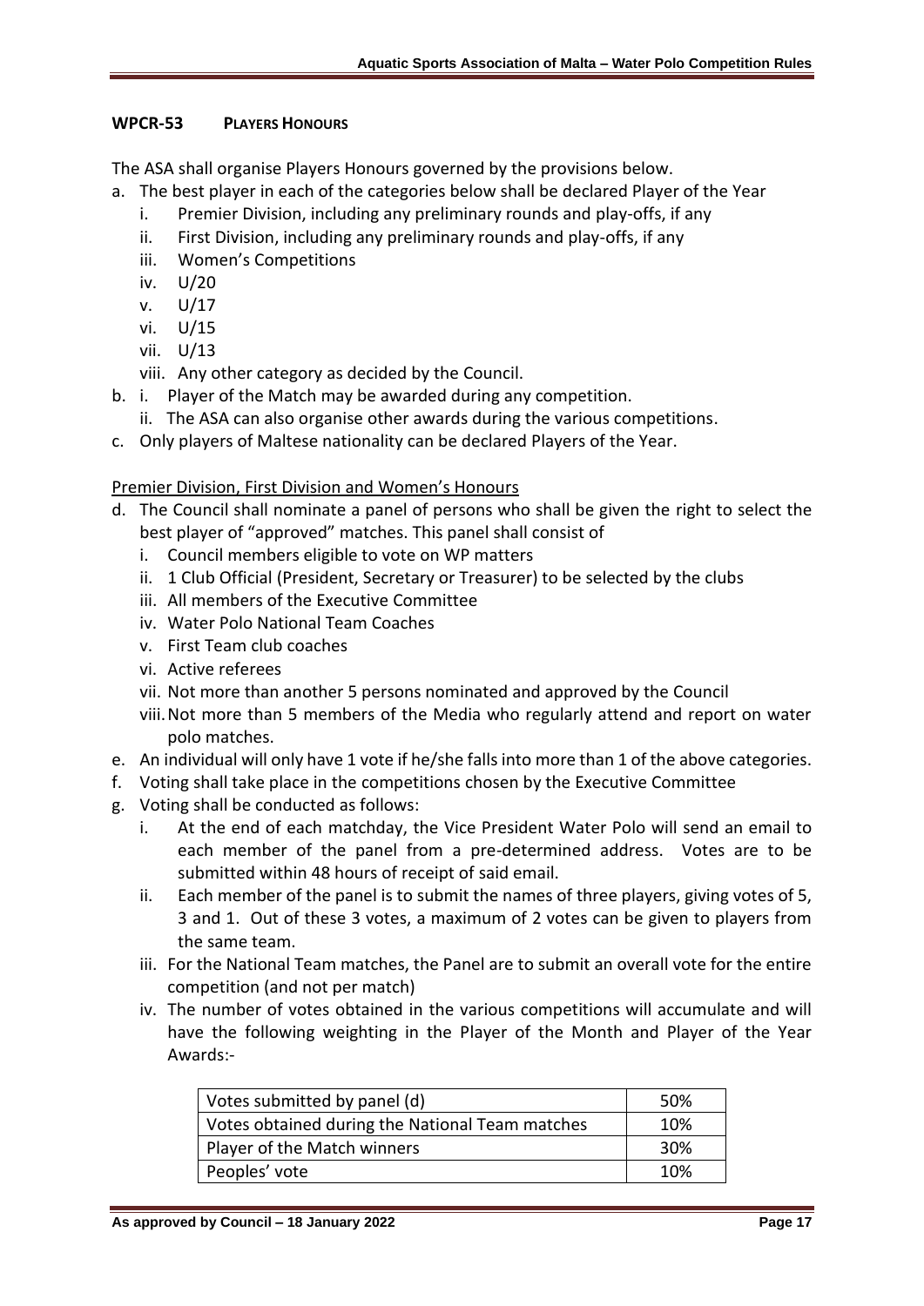### WPCR-53 PLAYERS HONOURS

The ASA shall organise Players Honours governed by the provisions below.

a. The best player in each of the categories below shall be declared Player of the Year
   i. Premier Division, including any preliminary rounds and play-offs, if any
   ii. First Division, including any preliminary rounds and play-offs, if any
   iii. Women's Competitions
   iv. U/20
   v. U/17
   vi. U/15
   vii. U/13
   viii. Any other category as decided by the Council.
b. i. Player of the Match may be awarded during any competition.
   ii. The ASA can also organise other awards during the various competitions.
c. Only players of Maltese nationality can be declared Players of the Year.

<u>Premier Division, First Division and Women's Honours</u>

d. The Council shall nominate a panel of persons who shall be given the right to select the best player of "approved" matches. This panel shall consist of
   i. Council members eligible to vote on WP matters
   ii. 1 Club Official (President, Secretary or Treasurer) to be selected by the clubs
   iii. All members of the Executive Committee
   iv. Water Polo National Team Coaches
   v. First Team club coaches
   vi. Active referees
   vii. Not more than another 5 persons nominated and approved by the Council
   viii. Not more than 5 members of the Media who regularly attend and report on water polo matches.
e. An individual will only have 1 vote if he/she falls into more than 1 of the above categories.
f. Voting shall take place in the competitions chosen by the Executive Committee
g. Voting shall be conducted as follows:
   i. At the end of each matchday, the Vice President Water Polo will send an email to each member of the panel from a pre-determined address. Votes are to be submitted within 48 hours of receipt of said email.
   ii. Each member of the panel is to submit the names of three players, giving votes of 5, 3 and 1. Out of these 3 votes, a maximum of 2 votes can be given to players from the same team.
   iii. For the National Team matches, the Panel are to submit an overall vote for the entire competition (and not per match)
   iv. The number of votes obtained in the various competitions will accumulate and will have the following weighting in the Player of the Month and Player of the Year Awards:-

| | |
|---|---|
| Votes submitted by panel (d) | 50% |
| Votes obtained during the National Team matches | 10% |
| Player of the Match winners | 30% |
| Peoples' vote | 10% |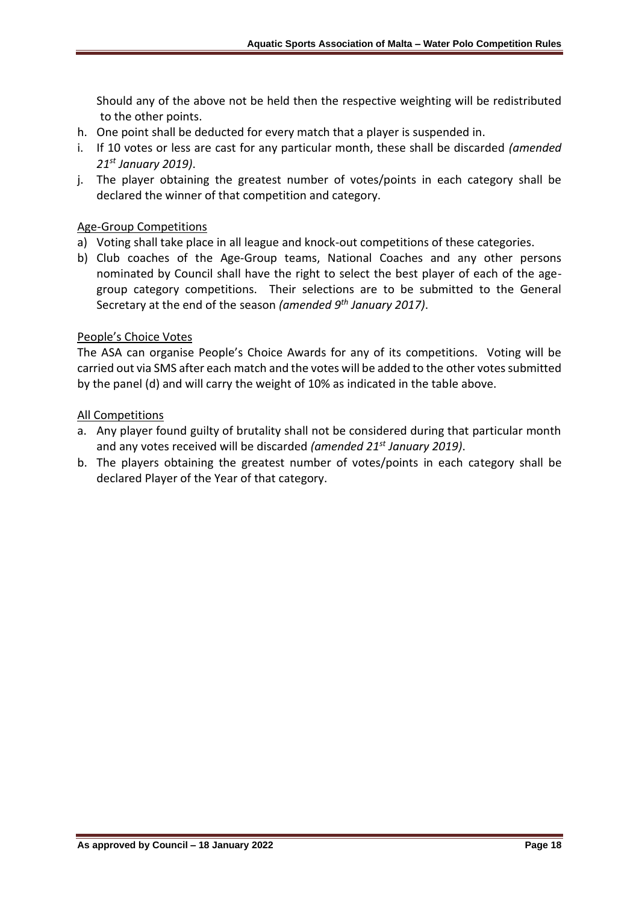Should any of the above not be held then the respective weighting will be redistributed to the other points.

h. One point shall be deducted for every match that a player is suspended in.
i. If 10 votes or less are cast for any particular month, these shall be discarded *(amended 21st January 2019)*.
j. The player obtaining the greatest number of votes/points in each category shall be declared the winner of that competition and category.

Age-Group Competitions

a) Voting shall take place in all league and knock-out competitions of these categories.
b) Club coaches of the Age-Group teams, National Coaches and any other persons nominated by Council shall have the right to select the best player of each of the age-group category competitions. Their selections are to be submitted to the General Secretary at the end of the season *(amended 9th January 2017)*.

People's Choice Votes

The ASA can organise People's Choice Awards for any of its competitions. Voting will be carried out via SMS after each match and the votes will be added to the other votes submitted by the panel (d) and will carry the weight of 10% as indicated in the table above.

All Competitions

a. Any player found guilty of brutality shall not be considered during that particular month and any votes received will be discarded *(amended 21st January 2019)*.
b. The players obtaining the greatest number of votes/points in each category shall be declared Player of the Year of that category.